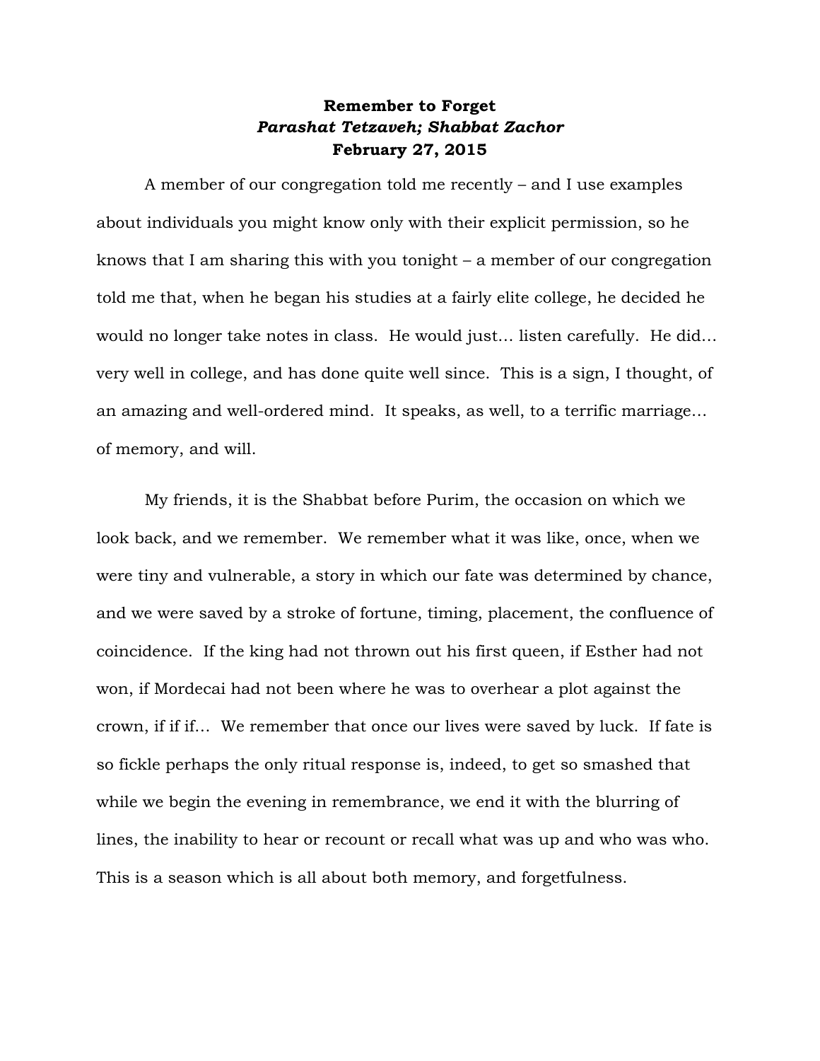**Remember to Forget**

***Parashat Tetzaveh; Shabbat Zachor***

**February 27, 2015**

A member of our congregation told me recently – and I use examples about individuals you might know only with their explicit permission, so he knows that I am sharing this with you tonight – a member of our congregation told me that, when he began his studies at a fairly elite college, he decided he would no longer take notes in class. He would just… listen carefully. He did… very well in college, and has done quite well since. This is a sign, I thought, of an amazing and well-ordered mind. It speaks, as well, to a terrific marriage… of memory, and will.

My friends, it is the Shabbat before Purim, the occasion on which we look back, and we remember. We remember what it was like, once, when we were tiny and vulnerable, a story in which our fate was determined by chance, and we were saved by a stroke of fortune, timing, placement, the confluence of coincidence. If the king had not thrown out his first queen, if Esther had not won, if Mordecai had not been where he was to overhear a plot against the crown, if if if… We remember that once our lives were saved by luck. If fate is so fickle perhaps the only ritual response is, indeed, to get so smashed that while we begin the evening in remembrance, we end it with the blurring of lines, the inability to hear or recount or recall what was up and who was who. This is a season which is all about both memory, and forgetfulness.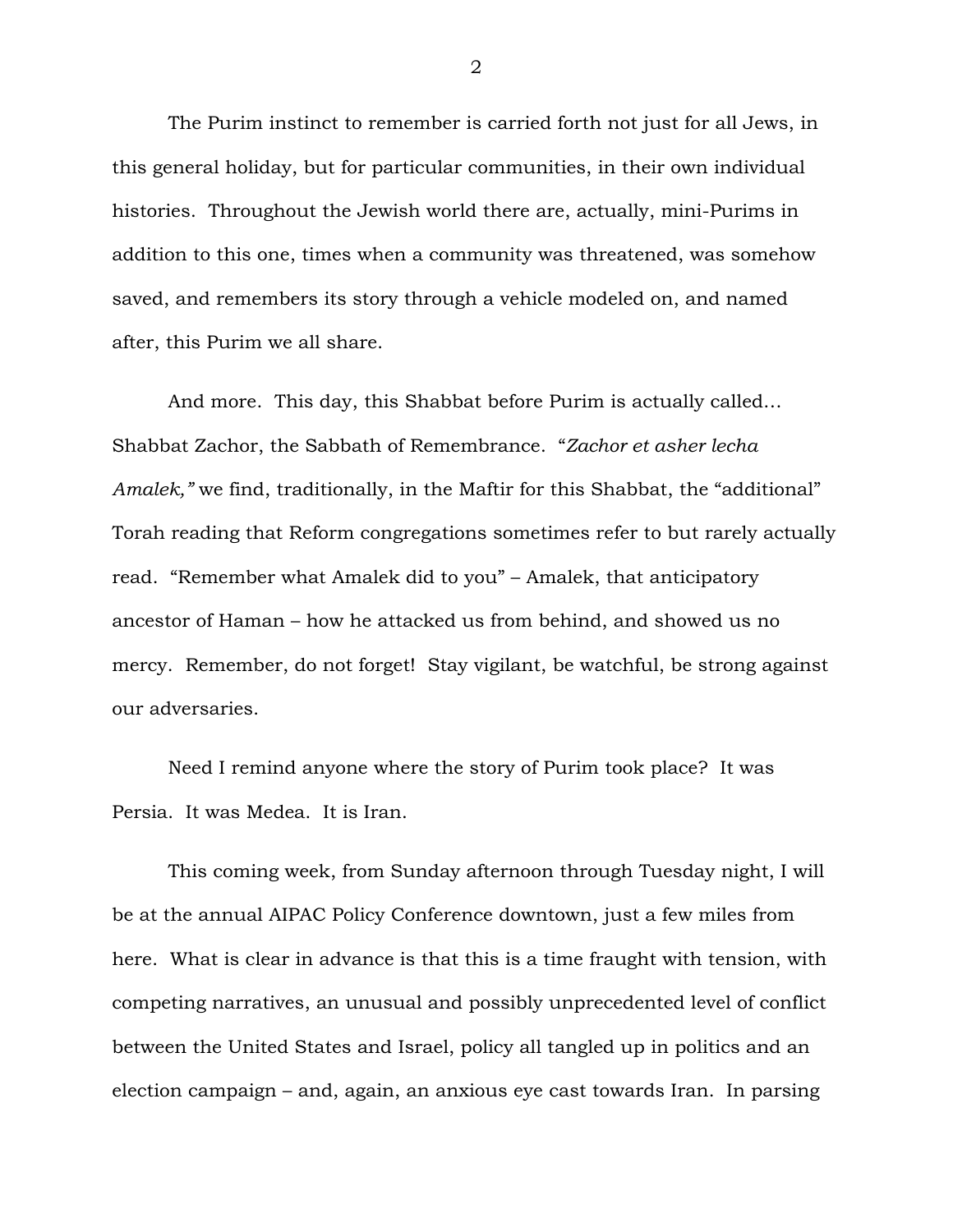The Purim instinct to remember is carried forth not just for all Jews, in this general holiday, but for particular communities, in their own individual histories. Throughout the Jewish world there are, actually, mini-Purims in addition to this one, times when a community was threatened, was somehow saved, and remembers its story through a vehicle modeled on, and named after, this Purim we all share.

And more. This day, this Shabbat before Purim is actually called… Shabbat Zachor, the Sabbath of Remembrance. "*Zachor et asher lecha Amalek,"* we find, traditionally, in the Maftir for this Shabbat, the "additional" Torah reading that Reform congregations sometimes refer to but rarely actually read. "Remember what Amalek did to you" – Amalek, that anticipatory ancestor of Haman – how he attacked us from behind, and showed us no mercy. Remember, do not forget! Stay vigilant, be watchful, be strong against our adversaries.

Need I remind anyone where the story of Purim took place? It was Persia. It was Medea. It is Iran.

This coming week, from Sunday afternoon through Tuesday night, I will be at the annual AIPAC Policy Conference downtown, just a few miles from here. What is clear in advance is that this is a time fraught with tension, with competing narratives, an unusual and possibly unprecedented level of conflict between the United States and Israel, policy all tangled up in politics and an election campaign – and, again, an anxious eye cast towards Iran. In parsing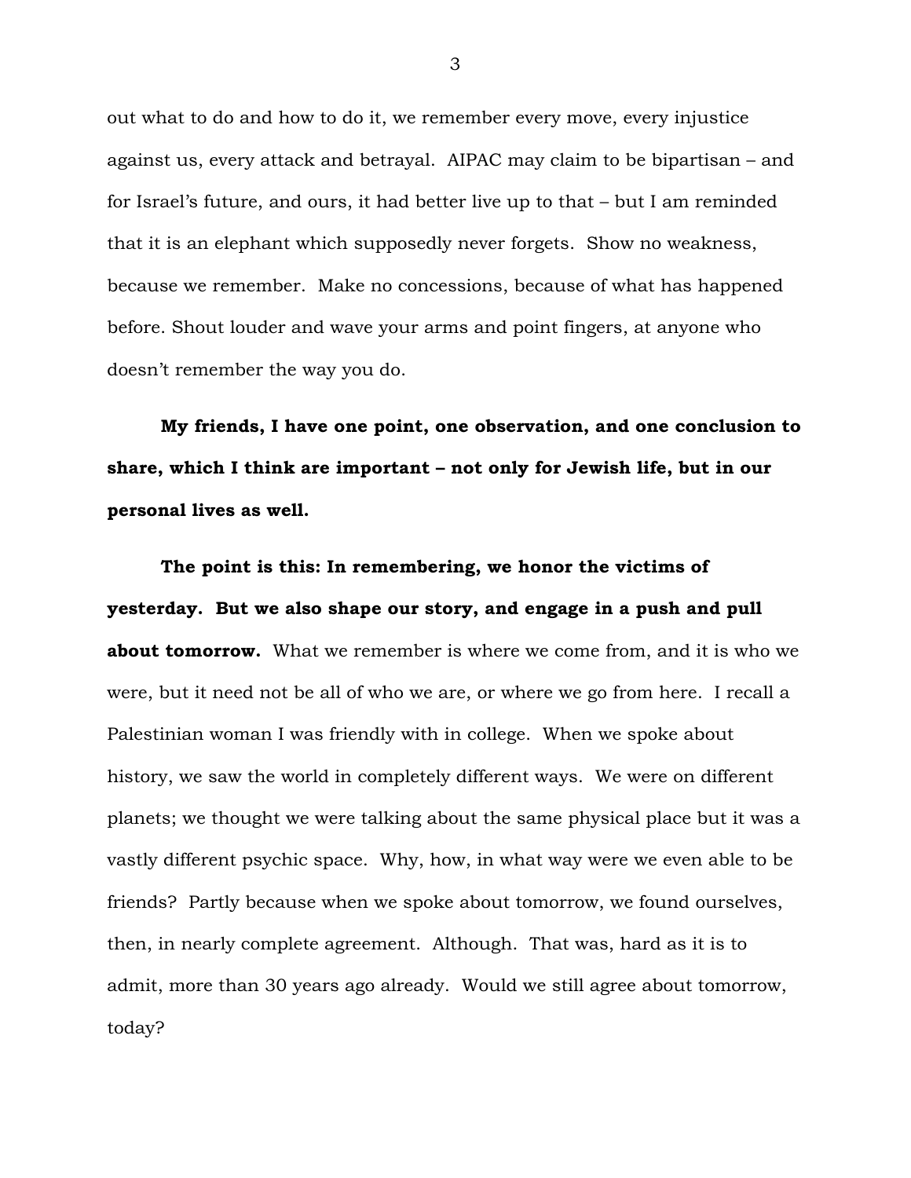out what to do and how to do it, we remember every move, every injustice against us, every attack and betrayal. AIPAC may claim to be bipartisan – and for Israel's future, and ours, it had better live up to that – but I am reminded that it is an elephant which supposedly never forgets. Show no weakness, because we remember. Make no concessions, because of what has happened before. Shout louder and wave your arms and point fingers, at anyone who doesn't remember the way you do.

**My friends, I have one point, one observation, and one conclusion to share, which I think are important – not only for Jewish life, but in our personal lives as well.**

**The point is this: In remembering, we honor the victims of yesterday. But we also shape our story, and engage in a push and pull about tomorrow.** What we remember is where we come from, and it is who we were, but it need not be all of who we are, or where we go from here. I recall a Palestinian woman I was friendly with in college. When we spoke about history, we saw the world in completely different ways. We were on different planets; we thought we were talking about the same physical place but it was a vastly different psychic space. Why, how, in what way were we even able to be friends? Partly because when we spoke about tomorrow, we found ourselves, then, in nearly complete agreement. Although. That was, hard as it is to admit, more than 30 years ago already. Would we still agree about tomorrow, today?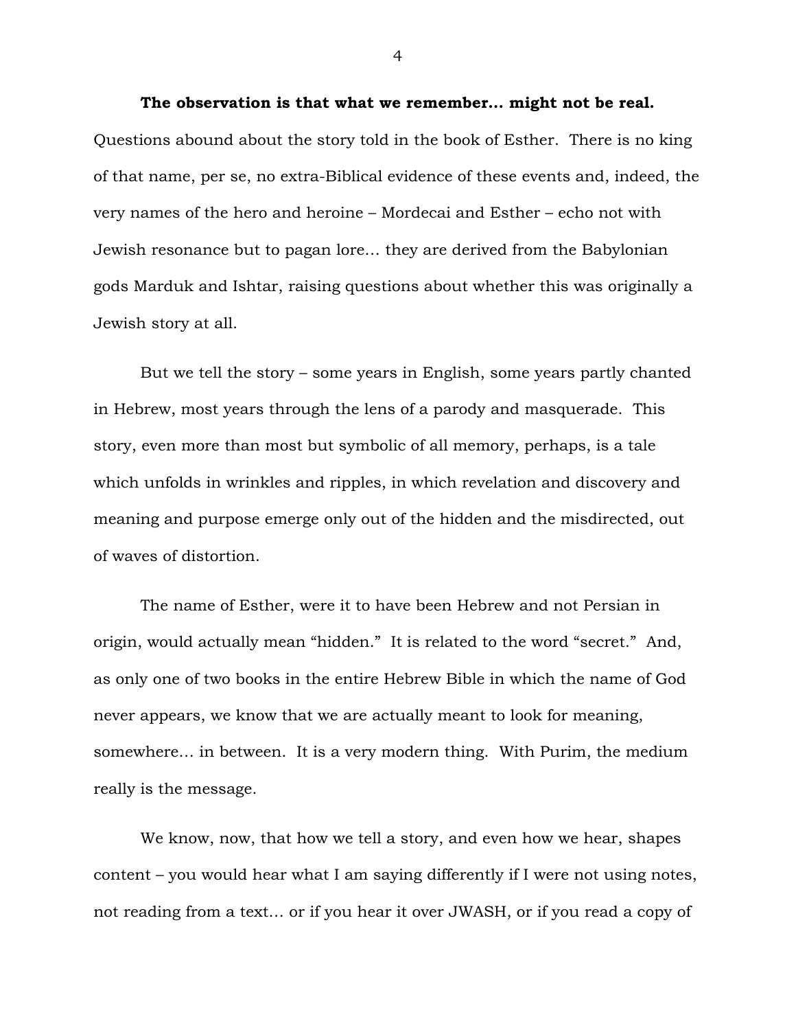**The observation is that what we remember… might not be real.** Questions abound about the story told in the book of Esther. There is no king of that name, per se, no extra-Biblical evidence of these events and, indeed, the very names of the hero and heroine – Mordecai and Esther – echo not with Jewish resonance but to pagan lore… they are derived from the Babylonian gods Marduk and Ishtar, raising questions about whether this was originally a Jewish story at all.

But we tell the story – some years in English, some years partly chanted in Hebrew, most years through the lens of a parody and masquerade. This story, even more than most but symbolic of all memory, perhaps, is a tale which unfolds in wrinkles and ripples, in which revelation and discovery and meaning and purpose emerge only out of the hidden and the misdirected, out of waves of distortion.

The name of Esther, were it to have been Hebrew and not Persian in origin, would actually mean "hidden." It is related to the word "secret." And, as only one of two books in the entire Hebrew Bible in which the name of God never appears, we know that we are actually meant to look for meaning, somewhere… in between. It is a very modern thing. With Purim, the medium really is the message.

We know, now, that how we tell a story, and even how we hear, shapes content – you would hear what I am saying differently if I were not using notes, not reading from a text… or if you hear it over JWASH, or if you read a copy of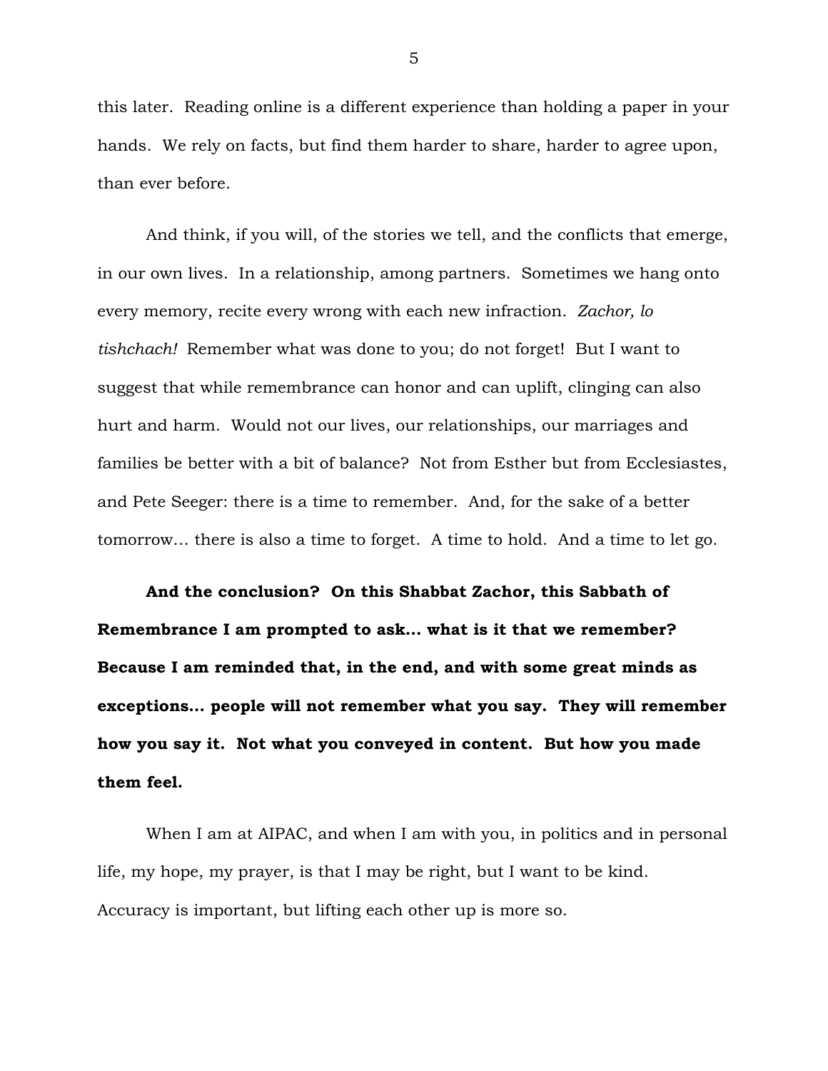this later. Reading online is a different experience than holding a paper in your hands. We rely on facts, but find them harder to share, harder to agree upon, than ever before.

And think, if you will, of the stories we tell, and the conflicts that emerge, in our own lives. In a relationship, among partners. Sometimes we hang onto every memory, recite every wrong with each new infraction. *Zachor, lo tishchach!* Remember what was done to you; do not forget! But I want to suggest that while remembrance can honor and can uplift, clinging can also hurt and harm. Would not our lives, our relationships, our marriages and families be better with a bit of balance? Not from Esther but from Ecclesiastes, and Pete Seeger: there is a time to remember. And, for the sake of a better tomorrow… there is also a time to forget. A time to hold. And a time to let go.

**And the conclusion? On this Shabbat Zachor, this Sabbath of Remembrance I am prompted to ask… what is it that we remember? Because I am reminded that, in the end, and with some great minds as exceptions… people will not remember what you say. They will remember how you say it. Not what you conveyed in content. But how you made them feel.**

When I am at AIPAC, and when I am with you, in politics and in personal life, my hope, my prayer, is that I may be right, but I want to be kind. Accuracy is important, but lifting each other up is more so.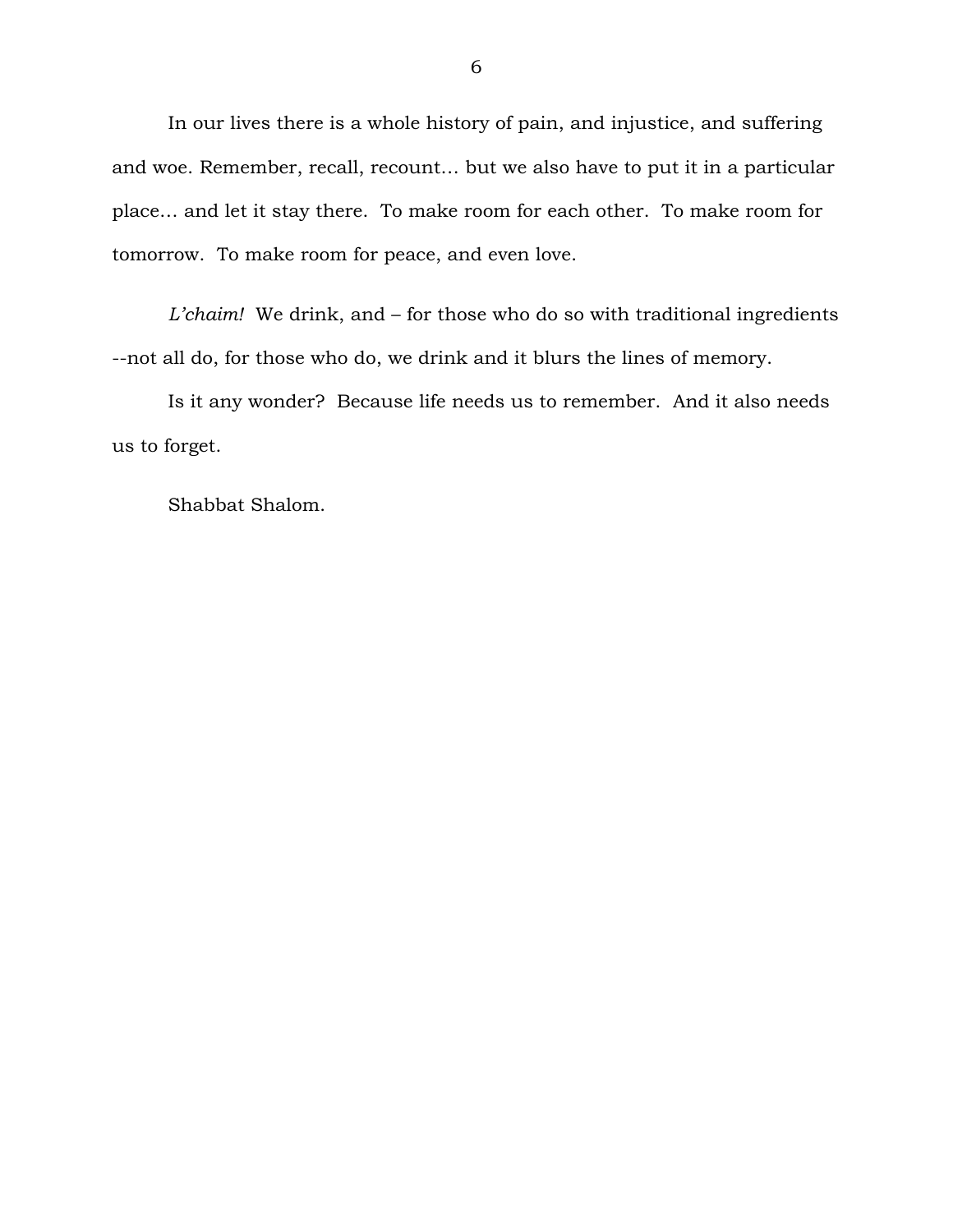In our lives there is a whole history of pain, and injustice, and suffering and woe. Remember, recall, recount… but we also have to put it in a particular place… and let it stay there. To make room for each other. To make room for tomorrow. To make room for peace, and even love.

*L'chaim!* We drink, and – for those who do so with traditional ingredients --not all do, for those who do, we drink and it blurs the lines of memory.

Is it any wonder? Because life needs us to remember. And it also needs us to forget.

Shabbat Shalom.